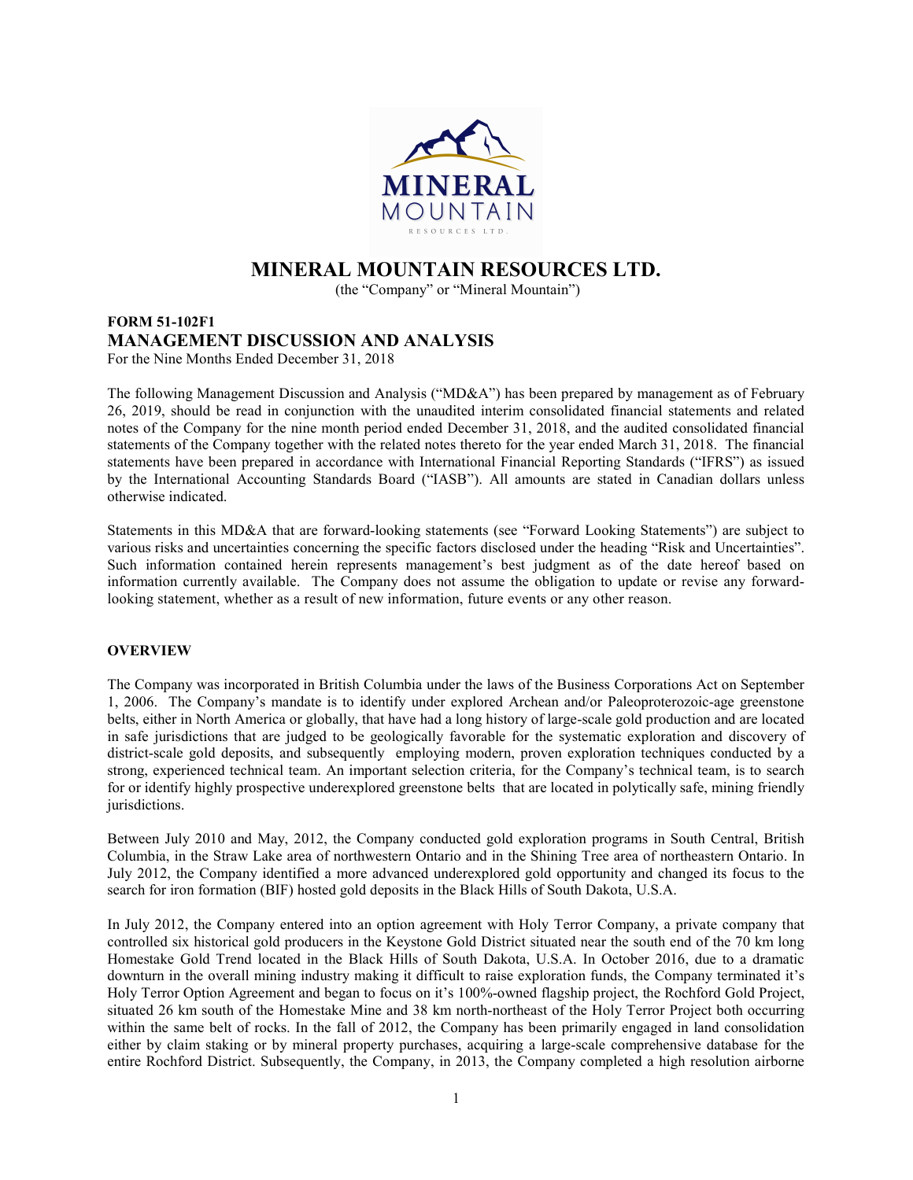# MINERAL MOUNTAIN RESOURCES LTD.

(the "Company" or "Mineral Mountain")

**FORM 51-102F1**

## MANAGEMENT DISCUSSION AND ANALYSIS

For the Nine Months Ended December 31, 2018

The following Management Discussion and Analysis ("MD&A") has been prepared by management as of February 26, 2019, should be read in conjunction with the unaudited interim consolidated financial statements and related notes of the Company for the nine month period ended December 31, 2018, and the audited consolidated financial statements of the Company together with the related notes thereto for the year ended March 31, 2018. The financial statements have been prepared in accordance with International Financial Reporting Standards ("IFRS") as issued by the International Accounting Standards Board ("IASB"). All amounts are stated in Canadian dollars unless otherwise indicated.

Statements in this MD&A that are forward-looking statements (see "Forward Looking Statements") are subject to various risks and uncertainties concerning the specific factors disclosed under the heading "Risk and Uncertainties". Such information contained herein represents management's best judgment as of the date hereof based on information currently available. The Company does not assume the obligation to update or revise any forward-looking statement, whether as a result of new information, future events or any other reason.

### OVERVIEW

The Company was incorporated in British Columbia under the laws of the Business Corporations Act on September 1, 2006. The Company's mandate is to identify under explored Archean and/or Paleoproterozoic-age greenstone belts, either in North America or globally, that have had a long history of large-scale gold production and are located in safe jurisdictions that are judged to be geologically favorable for the systematic exploration and discovery of district-scale gold deposits, and subsequently employing modern, proven exploration techniques conducted by a strong, experienced technical team. An important selection criteria, for the Company's technical team, is to search for or identify highly prospective underexplored greenstone belts that are located in poltically safe, mining friendly jurisdictions.

Between July 2010 and May, 2012, the Company conducted gold exploration programs in South Central, British Columbia, in the Straw Lake area of northwestern Ontario and in the Shining Tree area of northeastern Ontario. In July 2012, the Company identified a more advanced underexplored gold opportunity and changed its focus to the search for iron formation (BIF) hosted gold deposits in the Black Hills of South Dakota, U.S.A.

In July 2012, the Company entered into an option agreement with Holy Terror Company, a private company that controlled six historical gold producers in the Keystone Gold District situated near the south end of the 70 km long Homestake Gold Trend located in the Black Hills of South Dakota, U.S.A. In October 2016, due to a dramatic downturn in the overall mining industry making it difficult to raise exploration funds, the Company terminated it's Holy Terror Option Agreement and began to focus on it's 100%-owned flagship project, the Rochford Gold Project, situated 26 km south of the Homestake Mine and 38 km north-northeast of the Holy Terror Project both occurring within the same belt of rocks. In the fall of 2012, the Company has been primarily engaged in land consolidation either by claim staking or by mineral property purchases, acquiring a large-scale comprehensive database for the entire Rochford District. Subsequently, the Company, in 2013, the Company completed a high resolution airborne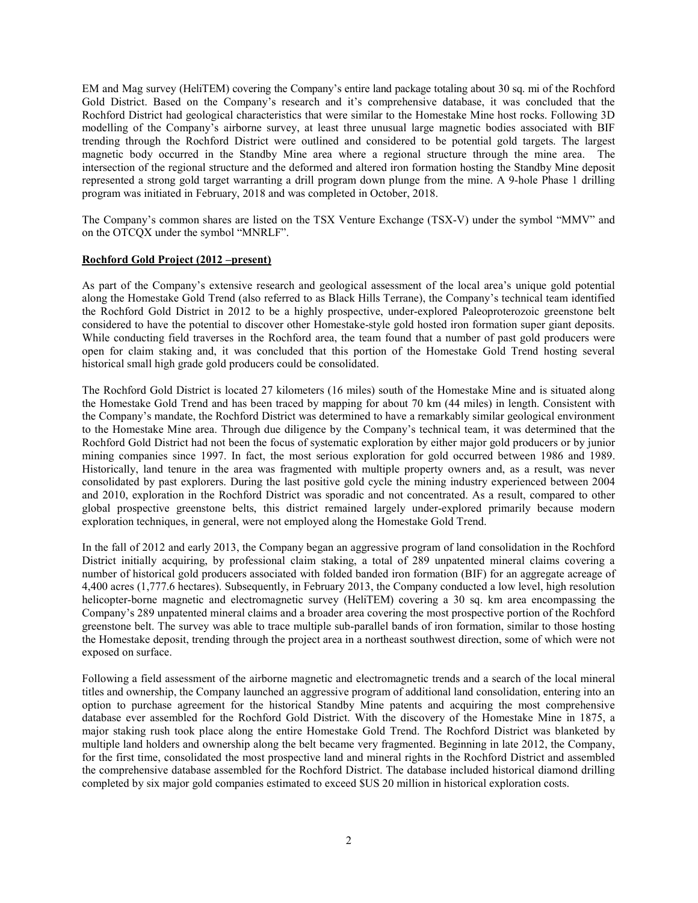EM and Mag survey (HeliTEM) covering the Company's entire land package totaling about 30 sq. mi of the Rochford Gold District. Based on the Company's research and it's comprehensive database, it was concluded that the Rochford District had geological characteristics that were similar to the Homestake Mine host rocks. Following 3D modelling of the Company's airborne survey, at least three unusual large magnetic bodies associated with BIF trending through the Rochford District were outlined and considered to be potential gold targets. The largest magnetic body occurred in the Standby Mine area where a regional structure through the mine area. The intersection of the regional structure and the deformed and altered iron formation hosting the Standby Mine deposit represented a strong gold target warranting a drill program down plunge from the mine. A 9-hole Phase 1 drilling program was initiated in February, 2018 and was completed in October, 2018.

The Company's common shares are listed on the TSX Venture Exchange (TSX-V) under the symbol "MMV" and on the OTCQX under the symbol "MNRLF".

**Rochford Gold Project (2012 –present)**

As part of the Company's extensive research and geological assessment of the local area's unique gold potential along the Homestake Gold Trend (also referred to as Black Hills Terrane), the Company's technical team identified the Rochford Gold District in 2012 to be a highly prospective, under-explored Paleoproterozoic greenstone belt considered to have the potential to discover other Homestake-style gold hosted iron formation super giant deposits. While conducting field traverses in the Rochford area, the team found that a number of past gold producers were open for claim staking and, it was concluded that this portion of the Homestake Gold Trend hosting several historical small high grade gold producers could be consolidated.

The Rochford Gold District is located 27 kilometers (16 miles) south of the Homestake Mine and is situated along the Homestake Gold Trend and has been traced by mapping for about 70 km (44 miles) in length. Consistent with the Company's mandate, the Rochford District was determined to have a remarkably similar geological environment to the Homestake Mine area. Through due diligence by the Company's technical team, it was determined that the Rochford Gold District had not been the focus of systematic exploration by either major gold producers or by junior mining companies since 1997. In fact, the most serious exploration for gold occurred between 1986 and 1989. Historically, land tenure in the area was fragmented with multiple property owners and, as a result, was never consolidated by past explorers. During the last positive gold cycle the mining industry experienced between 2004 and 2010, exploration in the Rochford District was sporadic and not concentrated. As a result, compared to other global prospective greenstone belts, this district remained largely under-explored primarily because modern exploration techniques, in general, were not employed along the Homestake Gold Trend.

In the fall of 2012 and early 2013, the Company began an aggressive program of land consolidation in the Rochford District initially acquiring, by professional claim staking, a total of 289 unpatented mineral claims covering a number of historical gold producers associated with folded banded iron formation (BIF) for an aggregate acreage of 4,400 acres (1,777.6 hectares). Subsequently, in February 2013, the Company conducted a low level, high resolution helicopter-borne magnetic and electromagnetic survey (HeliTEM) covering a 30 sq. km area encompassing the Company's 289 unpatented mineral claims and a broader area covering the most prospective portion of the Rochford greenstone belt. The survey was able to trace multiple sub-parallel bands of iron formation, similar to those hosting the Homestake deposit, trending through the project area in a northeast southwest direction, some of which were not exposed on surface.

Following a field assessment of the airborne magnetic and electromagnetic trends and a search of the local mineral titles and ownership, the Company launched an aggressive program of additional land consolidation, entering into an option to purchase agreement for the historical Standby Mine patents and acquiring the most comprehensive database ever assembled for the Rochford Gold District. With the discovery of the Homestake Mine in 1875, a major staking rush took place along the entire Homestake Gold Trend. The Rochford District was blanketed by multiple land holders and ownership along the belt became very fragmented. Beginning in late 2012, the Company, for the first time, consolidated the most prospective land and mineral rights in the Rochford District and assembled the comprehensive database assembled for the Rochford District. The database included historical diamond drilling completed by six major gold companies estimated to exceed $US 20 million in historical exploration costs.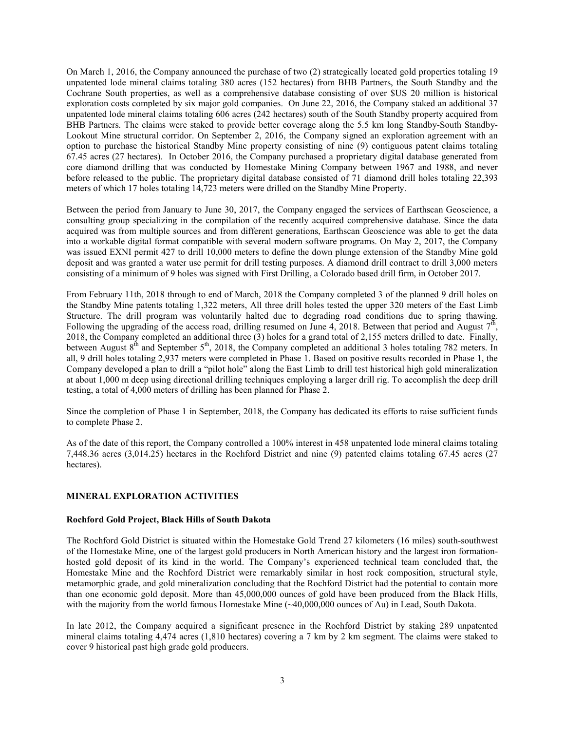On March 1, 2016, the Company announced the purchase of two (2) strategically located gold properties totaling 19 unpatented lode mineral claims totaling 380 acres (152 hectares) from BHB Partners, the South Standby and the Cochrane South properties, as well as a comprehensive database consisting of over $US 20 million is historical exploration costs completed by six major gold companies. On June 22, 2016, the Company staked an additional 37 unpatented lode mineral claims totaling 606 acres (242 hectares) south of the South Standby property acquired from BHB Partners. The claims were staked to provide better coverage along the 5.5 km long Standby-South Standby-Lookout Mine structural corridor. On September 2, 2016, the Company signed an exploration agreement with an option to purchase the historical Standby Mine property consisting of nine (9) contiguous patent claims totaling 67.45 acres (27 hectares). In October 2016, the Company purchased a proprietary digital database generated from core diamond drilling that was conducted by Homestake Mining Company between 1967 and 1988, and never before released to the public. The proprietary digital database consisted of 71 diamond drill holes totaling 22,393 meters of which 17 holes totaling 14,723 meters were drilled on the Standby Mine Property.

Between the period from January to June 30, 2017, the Company engaged the services of Earthscan Geoscience, a consulting group specializing in the compilation of the recently acquired comprehensive database. Since the data acquired was from multiple sources and from different generations, Earthscan Geoscience was able to get the data into a workable digital format compatible with several modern software programs. On May 2, 2017, the Company was issued EXNI permit 427 to drill 10,000 meters to define the down plunge extension of the Standby Mine gold deposit and was granted a water use permit for drill testing purposes. A diamond drill contract to drill 3,000 meters consisting of a minimum of 9 holes was signed with First Drilling, a Colorado based drill firm, in October 2017.

From February 11th, 2018 through to end of March, 2018 the Company completed 3 of the planned 9 drill holes on the Standby Mine patents totaling 1,322 meters, All three drill holes tested the upper 320 meters of the East Limb Structure. The drill program was voluntarily halted due to degrading road conditions due to spring thawing. Following the upgrading of the access road, drilling resumed on June 4, 2018. Between that period and August 7th, 2018, the Company completed an additional three (3) holes for a grand total of 2,155 meters drilled to date. Finally, between August 8th and September 5th, 2018, the Company completed an additional 3 holes totaling 782 meters. In all, 9 drill holes totaling 2,937 meters were completed in Phase 1. Based on positive results recorded in Phase 1, the Company developed a plan to drill a "pilot hole" along the East Limb to drill test historical high gold mineralization at about 1,000 m deep using directional drilling techniques employing a larger drill rig. To accomplish the deep drill testing, a total of 4,000 meters of drilling has been planned for Phase 2.

Since the completion of Phase 1 in September, 2018, the Company has dedicated its efforts to raise sufficient funds to complete Phase 2.

As of the date of this report, the Company controlled a 100% interest in 458 unpatented lode mineral claims totaling 7,448.36 acres (3,014.25) hectares in the Rochford District and nine (9) patented claims totaling 67.45 acres (27 hectares).

## MINERAL EXPLORATION ACTIVITIES

### Rochford Gold Project, Black Hills of South Dakota

The Rochford Gold District is situated within the Homestake Gold Trend 27 kilometers (16 miles) south-southwest of the Homestake Mine, one of the largest gold producers in North American history and the largest iron formation-hosted gold deposit of its kind in the world. The Company's experienced technical team concluded that, the Homestake Mine and the Rochford District were remarkably similar in host rock composition, structural style, metamorphic grade, and gold mineralization concluding that the Rochford District had the potential to contain more than one economic gold deposit. More than 45,000,000 ounces of gold have been produced from the Black Hills, with the majority from the world famous Homestake Mine (~40,000,000 ounces of Au) in Lead, South Dakota.

In late 2012, the Company acquired a significant presence in the Rochford District by staking 289 unpatented mineral claims totaling 4,474 acres (1,810 hectares) covering a 7 km by 2 km segment. The claims were staked to cover 9 historical past high grade gold producers.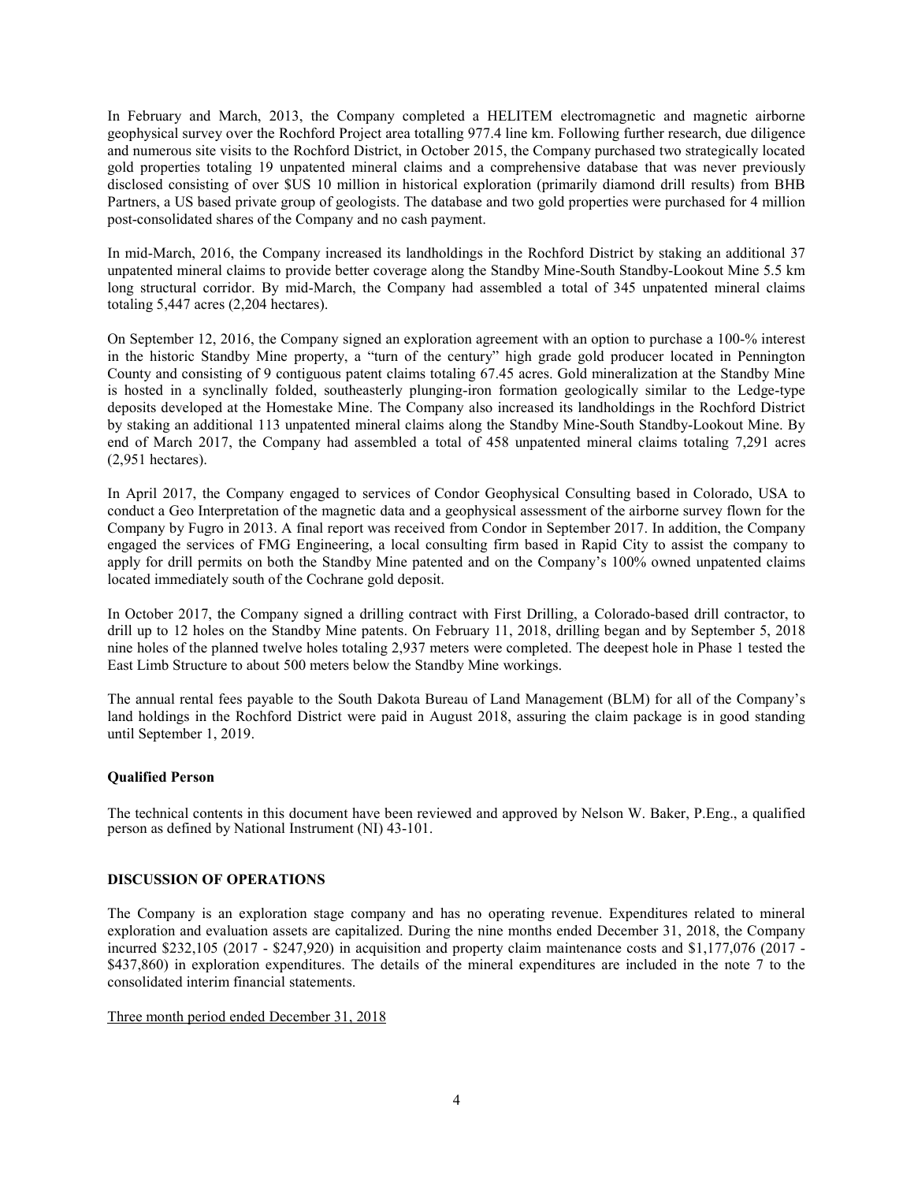In February and March, 2013, the Company completed a HELITEM electromagnetic and magnetic airborne geophysical survey over the Rochford Project area totalling 977.4 line km. Following further research, due diligence and numerous site visits to the Rochford District, in October 2015, the Company purchased two strategically located gold properties totaling 19 unpatented mineral claims and a comprehensive database that was never previously disclosed consisting of over $US 10 million in historical exploration (primarily diamond drill results) from BHB Partners, a US based private group of geologists. The database and two gold properties were purchased for 4 million post-consolidated shares of the Company and no cash payment.

In mid-March, 2016, the Company increased its landholdings in the Rochford District by staking an additional 37 unpatented mineral claims to provide better coverage along the Standby Mine-South Standby-Lookout Mine 5.5 km long structural corridor. By mid-March, the Company had assembled a total of 345 unpatented mineral claims totaling 5,447 acres (2,204 hectares).

On September 12, 2016, the Company signed an exploration agreement with an option to purchase a 100-% interest in the historic Standby Mine property, a "turn of the century" high grade gold producer located in Pennington County and consisting of 9 contiguous patent claims totaling 67.45 acres. Gold mineralization at the Standby Mine is hosted in a synclinally folded, southeasterly plunging-iron formation geologically similar to the Ledge-type deposits developed at the Homestake Mine. The Company also increased its landholdings in the Rochford District by staking an additional 113 unpatented mineral claims along the Standby Mine-South Standby-Lookout Mine. By end of March 2017, the Company had assembled a total of 458 unpatented mineral claims totaling 7,291 acres (2,951 hectares).

In April 2017, the Company engaged to services of Condor Geophysical Consulting based in Colorado, USA to conduct a Geo Interpretation of the magnetic data and a geophysical assessment of the airborne survey flown for the Company by Fugro in 2013. A final report was received from Condor in September 2017. In addition, the Company engaged the services of FMG Engineering, a local consulting firm based in Rapid City to assist the company to apply for drill permits on both the Standby Mine patented and on the Company's 100% owned unpatented claims located immediately south of the Cochrane gold deposit.

In October 2017, the Company signed a drilling contract with First Drilling, a Colorado-based drill contractor, to drill up to 12 holes on the Standby Mine patents. On February 11, 2018, drilling began and by September 5, 2018 nine holes of the planned twelve holes totaling 2,937 meters were completed. The deepest hole in Phase 1 tested the East Limb Structure to about 500 meters below the Standby Mine workings.

The annual rental fees payable to the South Dakota Bureau of Land Management (BLM) for all of the Company's land holdings in the Rochford District were paid in August 2018, assuring the claim package is in good standing until September 1, 2019.

**Qualified Person**

The technical contents in this document have been reviewed and approved by Nelson W. Baker, P.Eng., a qualified person as defined by National Instrument (NI) 43-101.

**DISCUSSION OF OPERATIONS**

The Company is an exploration stage company and has no operating revenue. Expenditures related to mineral exploration and evaluation assets are capitalized. During the nine months ended December 31, 2018, the Company incurred $232,105 (2017 - $247,920) in acquisition and property claim maintenance costs and $1,177,076 (2017 - $437,860) in exploration expenditures. The details of the mineral expenditures are included in the note 7 to the consolidated interim financial statements.

Three month period ended December 31, 2018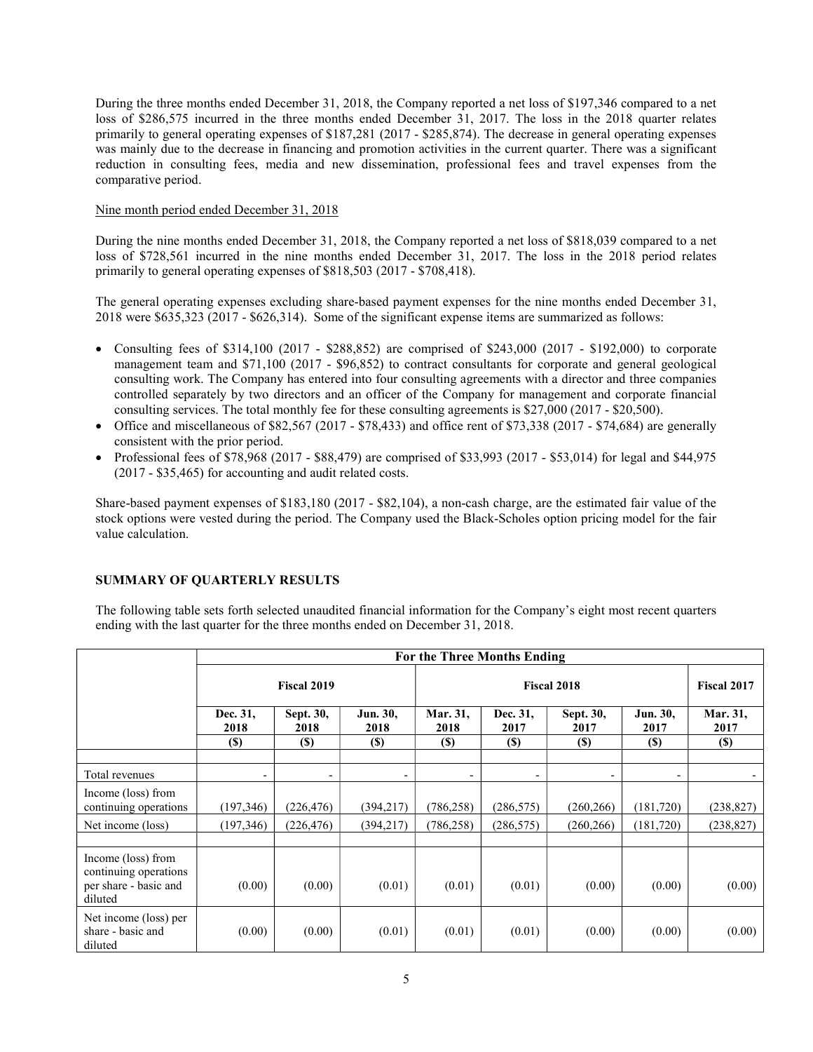During the three months ended December 31, 2018, the Company reported a net loss of $197,346 compared to a net loss of $286,575 incurred in the three months ended December 31, 2017. The loss in the 2018 quarter relates primarily to general operating expenses of $187,281 (2017 - $285,874). The decrease in general operating expenses was mainly due to the decrease in financing and promotion activities in the current quarter. There was a significant reduction in consulting fees, media and new dissemination, professional fees and travel expenses from the comparative period.

Nine month period ended December 31, 2018

During the nine months ended December 31, 2018, the Company reported a net loss of $818,039 compared to a net loss of $728,561 incurred in the nine months ended December 31, 2017. The loss in the 2018 period relates primarily to general operating expenses of $818,503 (2017 - $708,418).

The general operating expenses excluding share-based payment expenses for the nine months ended December 31, 2018 were $635,323 (2017 - $626,314). Some of the significant expense items are summarized as follows:

- Consulting fees of $314,100 (2017 - $288,852) are comprised of $243,000 (2017 - $192,000) to corporate management team and $71,100 (2017 - $96,852) to contract consultants for corporate and general geological consulting work. The Company has entered into four consulting agreements with a director and three companies controlled separately by two directors and an officer of the Company for management and corporate financial consulting services. The total monthly fee for these consulting agreements is $27,000 (2017 - $20,500).
- Office and miscellaneous of $82,567 (2017 - $78,433) and office rent of $73,338 (2017 - $74,684) are generally consistent with the prior period.
- Professional fees of $78,968 (2017 - $88,479) are comprised of $33,993 (2017 - $53,014) for legal and $44,975 (2017 - $35,465) for accounting and audit related costs.

Share-based payment expenses of $183,180 (2017 - $82,104), a non-cash charge, are the estimated fair value of the stock options were vested during the period. The Company used the Black-Scholes option pricing model for the fair value calculation.

## SUMMARY OF QUARTERLY RESULTS

The following table sets forth selected unaudited financial information for the Company's eight most recent quarters ending with the last quarter for the three months ended on December 31, 2018.

| | For the Three Months Ending | | | | | | | |
|---|---|---|---|---|---|---|---|---|
| | Fiscal 2019 | | | Fiscal 2018 | | | | Fiscal 2017 |
| | Dec. 31, 2018 | Sept. 30, 2018 | Jun. 30, 2018 | Mar. 31, 2018 | Dec. 31, 2017 | Sept. 30, 2017 | Jun. 30, 2017 | Mar. 31, 2017 |
| | ($) | ($) | ($) | ($) | ($) | ($) | ($) | ($) |
| Total revenues | - | - | - | - | - | - | - | - |
| Income (loss) from continuing operations | (197,346) | (226,476) | (394,217) | (786,258) | (286,575) | (260,266) | (181,720) | (238,827) |
| Net income (loss) | (197,346) | (226,476) | (394,217) | (786,258) | (286,575) | (260,266) | (181,720) | (238,827) |
| Income (loss) from continuing operations per share - basic and diluted | (0.00) | (0.00) | (0.01) | (0.01) | (0.01) | (0.00) | (0.00) | (0.00) |
| Net income (loss) per share - basic and diluted | (0.00) | (0.00) | (0.01) | (0.01) | (0.01) | (0.00) | (0.00) | (0.00) |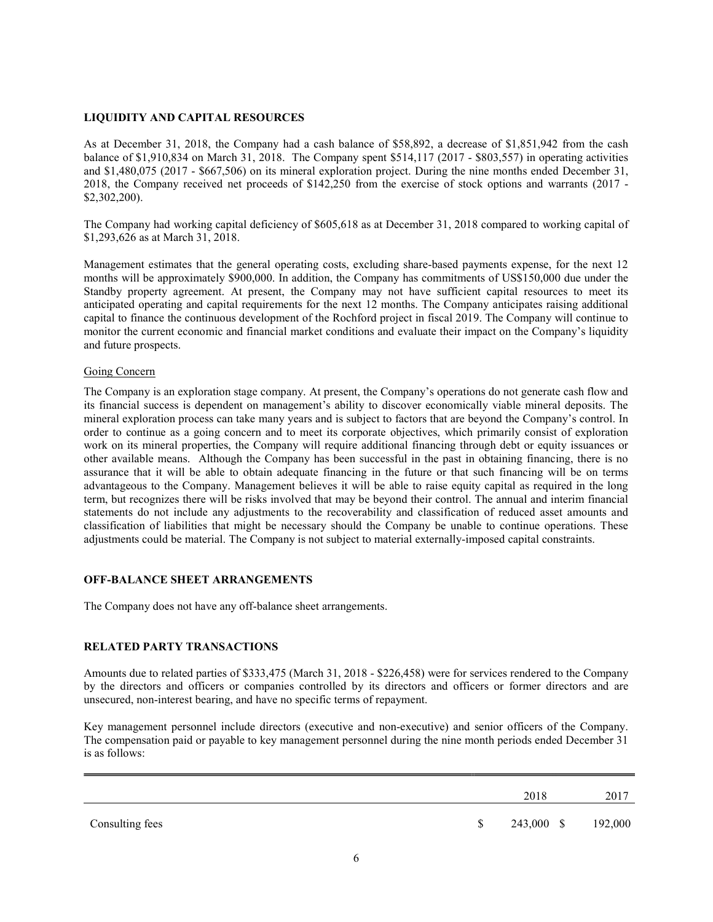## LIQUIDITY AND CAPITAL RESOURCES

As at December 31, 2018, the Company had a cash balance of $58,892, a decrease of $1,851,942 from the cash balance of $1,910,834 on March 31, 2018. The Company spent $514,117 (2017 - $803,557) in operating activities and $1,480,075 (2017 - $667,506) on its mineral exploration project. During the nine months ended December 31, 2018, the Company received net proceeds of $142,250 from the exercise of stock options and warrants (2017 - $2,302,200).

The Company had working capital deficiency of $605,618 as at December 31, 2018 compared to working capital of $1,293,626 as at March 31, 2018.

Management estimates that the general operating costs, excluding share-based payments expense, for the next 12 months will be approximately $900,000. In addition, the Company has commitments of US$150,000 due under the Standby property agreement. At present, the Company may not have sufficient capital resources to meet its anticipated operating and capital requirements for the next 12 months. The Company anticipates raising additional capital to finance the continuous development of the Rochford project in fiscal 2019. The Company will continue to monitor the current economic and financial market conditions and evaluate their impact on the Company's liquidity and future prospects.

### Going Concern

The Company is an exploration stage company. At present, the Company's operations do not generate cash flow and its financial success is dependent on management's ability to discover economically viable mineral deposits. The mineral exploration process can take many years and is subject to factors that are beyond the Company's control. In order to continue as a going concern and to meet its corporate objectives, which primarily consist of exploration work on its mineral properties, the Company will require additional financing through debt or equity issuances or other available means. Although the Company has been successful in the past in obtaining financing, there is no assurance that it will be able to obtain adequate financing in the future or that such financing will be on terms advantageous to the Company. Management believes it will be able to raise equity capital as required in the long term, but recognizes there will be risks involved that may be beyond their control. The annual and interim financial statements do not include any adjustments to the recoverability and classification of reduced asset amounts and classification of liabilities that might be necessary should the Company be unable to continue operations. These adjustments could be material. The Company is not subject to material externally-imposed capital constraints.

## OFF-BALANCE SHEET ARRANGEMENTS

The Company does not have any off-balance sheet arrangements.

## RELATED PARTY TRANSACTIONS

Amounts due to related parties of $333,475 (March 31, 2018 - $226,458) were for services rendered to the Company by the directors and officers or companies controlled by its directors and officers or former directors and are unsecured, non-interest bearing, and have no specific terms of repayment.

Key management personnel include directors (executive and non-executive) and senior officers of the Company. The compensation paid or payable to key management personnel during the nine month periods ended December 31 is as follows:

| | 2018 | 2017 |
|---|---|---|
| Consulting fees | $ 243,000 | $ 192,000 |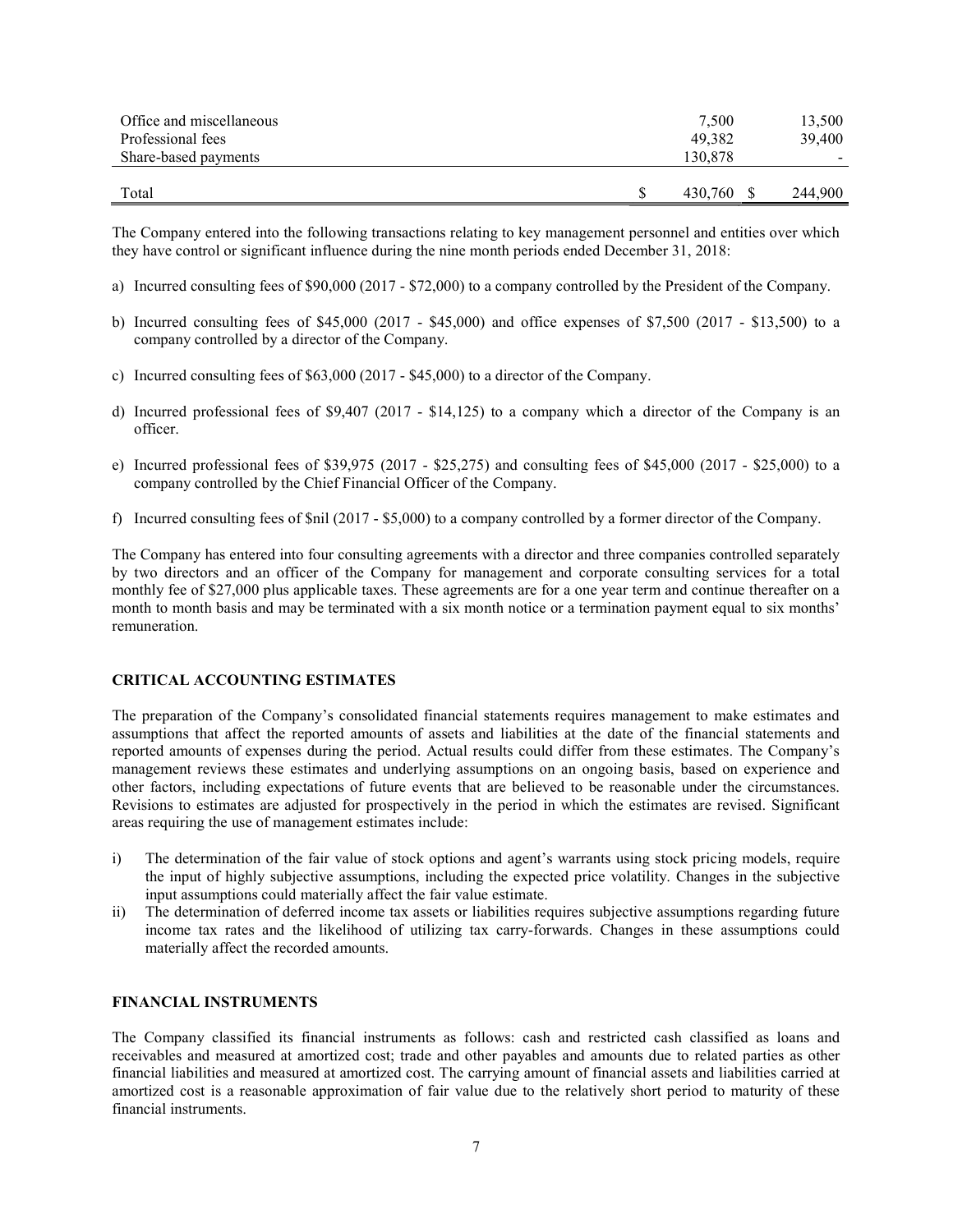| | | |
|---|---|---|
| Office and miscellaneous | 7,500 | 13,500 |
| Professional fees | 49,382 | 39,400 |
| Share-based payments | 130,878 | - |
| Total | $ 430,760 | $ 244,900 |

The Company entered into the following transactions relating to key management personnel and entities over which they have control or significant influence during the nine month periods ended December 31, 2018:

a) Incurred consulting fees of $90,000 (2017 - $72,000) to a company controlled by the President of the Company.

b) Incurred consulting fees of $45,000 (2017 - $45,000) and office expenses of $7,500 (2017 - $13,500) to a company controlled by a director of the Company.

c) Incurred consulting fees of $63,000 (2017 - $45,000) to a director of the Company.

d) Incurred professional fees of $9,407 (2017 - $14,125) to a company which a director of the Company is an officer.

e) Incurred professional fees of $39,975 (2017 - $25,275) and consulting fees of $45,000 (2017 - $25,000) to a company controlled by the Chief Financial Officer of the Company.

f) Incurred consulting fees of $nil (2017 - $5,000) to a company controlled by a former director of the Company.

The Company has entered into four consulting agreements with a director and three companies controlled separately by two directors and an officer of the Company for management and corporate consulting services for a total monthly fee of $27,000 plus applicable taxes. These agreements are for a one year term and continue thereafter on a month to month basis and may be terminated with a six month notice or a termination payment equal to six months' remuneration.

## CRITICAL ACCOUNTING ESTIMATES

The preparation of the Company's consolidated financial statements requires management to make estimates and assumptions that affect the reported amounts of assets and liabilities at the date of the financial statements and reported amounts of expenses during the period. Actual results could differ from these estimates. The Company's management reviews these estimates and underlying assumptions on an ongoing basis, based on experience and other factors, including expectations of future events that are believed to be reasonable under the circumstances. Revisions to estimates are adjusted for prospectively in the period in which the estimates are revised. Significant areas requiring the use of management estimates include:

i) The determination of the fair value of stock options and agent's warrants using stock pricing models, require the input of highly subjective assumptions, including the expected price volatility. Changes in the subjective input assumptions could materially affect the fair value estimate.
ii) The determination of deferred income tax assets or liabilities requires subjective assumptions regarding future income tax rates and the likelihood of utilizing tax carry-forwards. Changes in these assumptions could materially affect the recorded amounts.

## FINANCIAL INSTRUMENTS

The Company classified its financial instruments as follows: cash and restricted cash classified as loans and receivables and measured at amortized cost; trade and other payables and amounts due to related parties as other financial liabilities and measured at amortized cost. The carrying amount of financial assets and liabilities carried at amortized cost is a reasonable approximation of fair value due to the relatively short period to maturity of these financial instruments.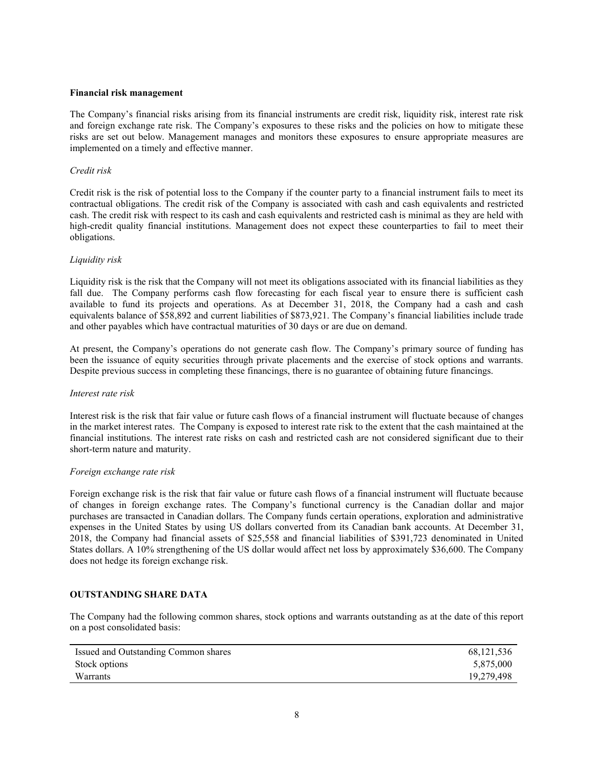**Financial risk management**

The Company's financial risks arising from its financial instruments are credit risk, liquidity risk, interest rate risk and foreign exchange rate risk. The Company's exposures to these risks and the policies on how to mitigate these risks are set out below. Management manages and monitors these exposures to ensure appropriate measures are implemented on a timely and effective manner.

*Credit risk*

Credit risk is the risk of potential loss to the Company if the counter party to a financial instrument fails to meet its contractual obligations. The credit risk of the Company is associated with cash and cash equivalents and restricted cash. The credit risk with respect to its cash and cash equivalents and restricted cash is minimal as they are held with high-credit quality financial institutions. Management does not expect these counterparties to fail to meet their obligations.

*Liquidity risk*

Liquidity risk is the risk that the Company will not meet its obligations associated with its financial liabilities as they fall due. The Company performs cash flow forecasting for each fiscal year to ensure there is sufficient cash available to fund its projects and operations. As at December 31, 2018, the Company had a cash and cash equivalents balance of $58,892 and current liabilities of $873,921. The Company's financial liabilities include trade and other payables which have contractual maturities of 30 days or are due on demand.

At present, the Company's operations do not generate cash flow. The Company's primary source of funding has been the issuance of equity securities through private placements and the exercise of stock options and warrants. Despite previous success in completing these financings, there is no guarantee of obtaining future financings.

*Interest rate risk*

Interest risk is the risk that fair value or future cash flows of a financial instrument will fluctuate because of changes in the market interest rates. The Company is exposed to interest rate risk to the extent that the cash maintained at the financial institutions. The interest rate risks on cash and restricted cash are not considered significant due to their short-term nature and maturity.

*Foreign exchange rate risk*

Foreign exchange risk is the risk that fair value or future cash flows of a financial instrument will fluctuate because of changes in foreign exchange rates. The Company's functional currency is the Canadian dollar and major purchases are transacted in Canadian dollars. The Company funds certain operations, exploration and administrative expenses in the United States by using US dollars converted from its Canadian bank accounts. At December 31, 2018, the Company had financial assets of $25,558 and financial liabilities of $391,723 denominated in United States dollars. A 10% strengthening of the US dollar would affect net loss by approximately $36,600. The Company does not hedge its foreign exchange risk.

## OUTSTANDING SHARE DATA

The Company had the following common shares, stock options and warrants outstanding as at the date of this report on a post consolidated basis:

| | |
|---|---:|
| Issued and Outstanding Common shares | 68,121,536 |
| Stock options | 5,875,000 |
| Warrants | 19,279,498 |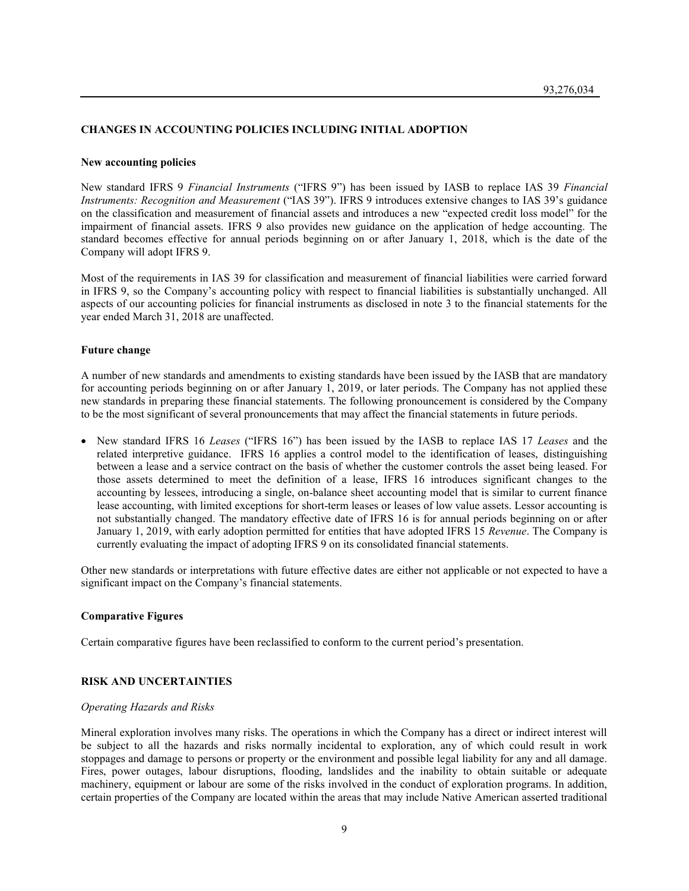93,276,034

## CHANGES IN ACCOUNTING POLICIES INCLUDING INITIAL ADOPTION

### New accounting policies

New standard IFRS 9 *Financial Instruments* ("IFRS 9") has been issued by IASB to replace IAS 39 *Financial Instruments: Recognition and Measurement* ("IAS 39"). IFRS 9 introduces extensive changes to IAS 39's guidance on the classification and measurement of financial assets and introduces a new "expected credit loss model" for the impairment of financial assets. IFRS 9 also provides new guidance on the application of hedge accounting. The standard becomes effective for annual periods beginning on or after January 1, 2018, which is the date of the Company will adopt IFRS 9.

Most of the requirements in IAS 39 for classification and measurement of financial liabilities were carried forward in IFRS 9, so the Company's accounting policy with respect to financial liabilities is substantially unchanged. All aspects of our accounting policies for financial instruments as disclosed in note 3 to the financial statements for the year ended March 31, 2018 are unaffected.

### Future change

A number of new standards and amendments to existing standards have been issued by the IASB that are mandatory for accounting periods beginning on or after January 1, 2019, or later periods. The Company has not applied these new standards in preparing these financial statements. The following pronouncement is considered by the Company to be the most significant of several pronouncements that may affect the financial statements in future periods.

- New standard IFRS 16 *Leases* ("IFRS 16") has been issued by the IASB to replace IAS 17 *Leases* and the related interpretive guidance. IFRS 16 applies a control model to the identification of leases, distinguishing between a lease and a service contract on the basis of whether the customer controls the asset being leased. For those assets determined to meet the definition of a lease, IFRS 16 introduces significant changes to the accounting by lessees, introducing a single, on-balance sheet accounting model that is similar to current finance lease accounting, with limited exceptions for short-term leases or leases of low value assets. Lessor accounting is not substantially changed. The mandatory effective date of IFRS 16 is for annual periods beginning on or after January 1, 2019, with early adoption permitted for entities that have adopted IFRS 15 *Revenue*. The Company is currently evaluating the impact of adopting IFRS 9 on its consolidated financial statements.

Other new standards or interpretations with future effective dates are either not applicable or not expected to have a significant impact on the Company's financial statements.

### Comparative Figures

Certain comparative figures have been reclassified to conform to the current period's presentation.

## RISK AND UNCERTAINTIES

*Operating Hazards and Risks*

Mineral exploration involves many risks. The operations in which the Company has a direct or indirect interest will be subject to all the hazards and risks normally incidental to exploration, any of which could result in work stoppages and damage to persons or property or the environment and possible legal liability for any and all damage. Fires, power outages, labour disruptions, flooding, landslides and the inability to obtain suitable or adequate machinery, equipment or labour are some of the risks involved in the conduct of exploration programs. In addition, certain properties of the Company are located within the areas that may include Native American asserted traditional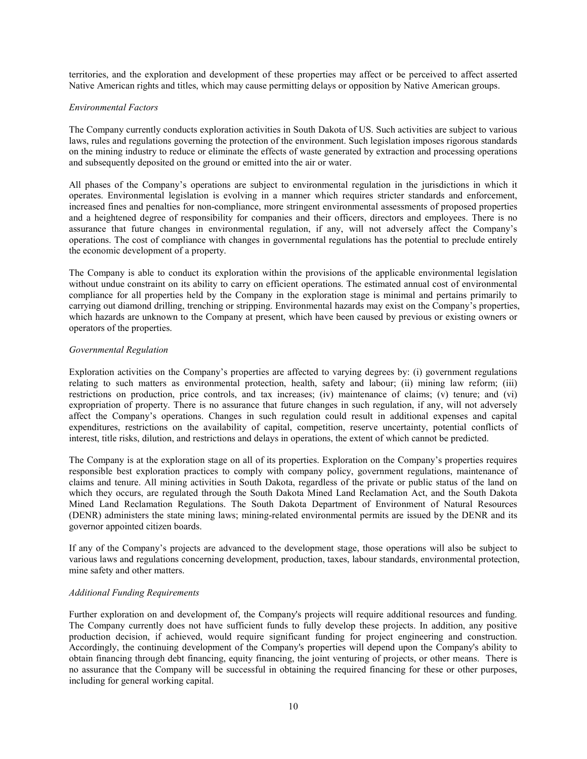territories, and the exploration and development of these properties may affect or be perceived to affect asserted Native American rights and titles, which may cause permitting delays or opposition by Native American groups.

*Environmental Factors*

The Company currently conducts exploration activities in South Dakota of US. Such activities are subject to various laws, rules and regulations governing the protection of the environment. Such legislation imposes rigorous standards on the mining industry to reduce or eliminate the effects of waste generated by extraction and processing operations and subsequently deposited on the ground or emitted into the air or water.

All phases of the Company's operations are subject to environmental regulation in the jurisdictions in which it operates. Environmental legislation is evolving in a manner which requires stricter standards and enforcement, increased fines and penalties for non-compliance, more stringent environmental assessments of proposed properties and a heightened degree of responsibility for companies and their officers, directors and employees. There is no assurance that future changes in environmental regulation, if any, will not adversely affect the Company's operations. The cost of compliance with changes in governmental regulations has the potential to preclude entirely the economic development of a property.

The Company is able to conduct its exploration within the provisions of the applicable environmental legislation without undue constraint on its ability to carry on efficient operations. The estimated annual cost of environmental compliance for all properties held by the Company in the exploration stage is minimal and pertains primarily to carrying out diamond drilling, trenching or stripping. Environmental hazards may exist on the Company's properties, which hazards are unknown to the Company at present, which have been caused by previous or existing owners or operators of the properties.

*Governmental Regulation*

Exploration activities on the Company's properties are affected to varying degrees by: (i) government regulations relating to such matters as environmental protection, health, safety and labour; (ii) mining law reform; (iii) restrictions on production, price controls, and tax increases; (iv) maintenance of claims; (v) tenure; and (vi) expropriation of property. There is no assurance that future changes in such regulation, if any, will not adversely affect the Company's operations. Changes in such regulation could result in additional expenses and capital expenditures, restrictions on the availability of capital, competition, reserve uncertainty, potential conflicts of interest, title risks, dilution, and restrictions and delays in operations, the extent of which cannot be predicted.

The Company is at the exploration stage on all of its properties. Exploration on the Company's properties requires responsible best exploration practices to comply with company policy, government regulations, maintenance of claims and tenure. All mining activities in South Dakota, regardless of the private or public status of the land on which they occurs, are regulated through the South Dakota Mined Land Reclamation Act, and the South Dakota Mined Land Reclamation Regulations. The South Dakota Department of Environment of Natural Resources (DENR) administers the state mining laws; mining-related environmental permits are issued by the DENR and its governor appointed citizen boards.

If any of the Company's projects are advanced to the development stage, those operations will also be subject to various laws and regulations concerning development, production, taxes, labour standards, environmental protection, mine safety and other matters.

*Additional Funding Requirements*

Further exploration on and development of, the Company's projects will require additional resources and funding. The Company currently does not have sufficient funds to fully develop these projects. In addition, any positive production decision, if achieved, would require significant funding for project engineering and construction. Accordingly, the continuing development of the Company's properties will depend upon the Company's ability to obtain financing through debt financing, equity financing, the joint venturing of projects, or other means. There is no assurance that the Company will be successful in obtaining the required financing for these or other purposes, including for general working capital.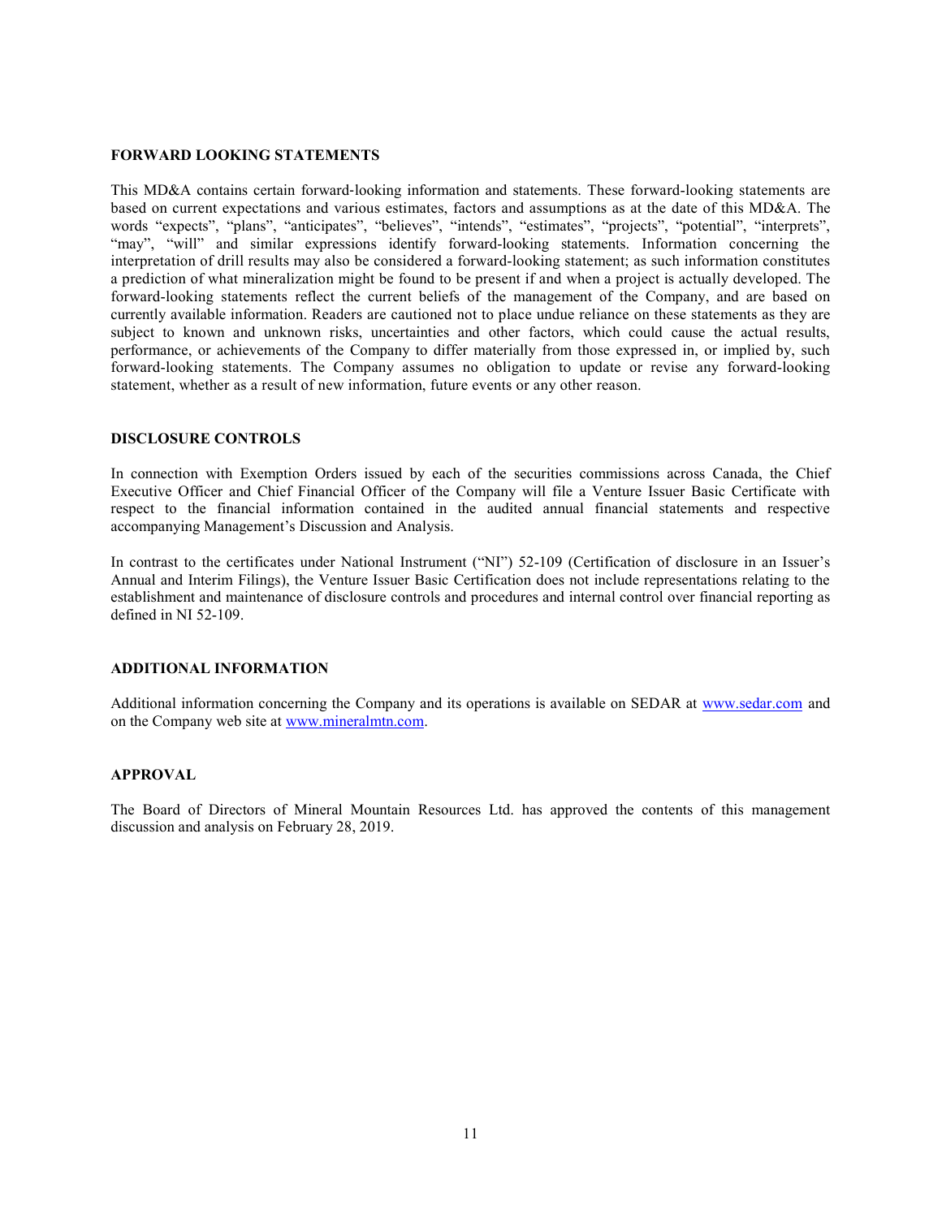## FORWARD LOOKING STATEMENTS

This MD&A contains certain forward-looking information and statements. These forward-looking statements are based on current expectations and various estimates, factors and assumptions as at the date of this MD&A. The words "expects", "plans", "anticipates", "believes", "intends", "estimates", "projects", "potential", "interprets", "may", "will" and similar expressions identify forward-looking statements. Information concerning the interpretation of drill results may also be considered a forward-looking statement; as such information constitutes a prediction of what mineralization might be found to be present if and when a project is actually developed. The forward-looking statements reflect the current beliefs of the management of the Company, and are based on currently available information. Readers are cautioned not to place undue reliance on these statements as they are subject to known and unknown risks, uncertainties and other factors, which could cause the actual results, performance, or achievements of the Company to differ materially from those expressed in, or implied by, such forward-looking statements. The Company assumes no obligation to update or revise any forward-looking statement, whether as a result of new information, future events or any other reason.

## DISCLOSURE CONTROLS

In connection with Exemption Orders issued by each of the securities commissions across Canada, the Chief Executive Officer and Chief Financial Officer of the Company will file a Venture Issuer Basic Certificate with respect to the financial information contained in the audited annual financial statements and respective accompanying Management's Discussion and Analysis.

In contrast to the certificates under National Instrument ("NI") 52-109 (Certification of disclosure in an Issuer's Annual and Interim Filings), the Venture Issuer Basic Certification does not include representations relating to the establishment and maintenance of disclosure controls and procedures and internal control over financial reporting as defined in NI 52-109.

## ADDITIONAL INFORMATION

Additional information concerning the Company and its operations is available on SEDAR at www.sedar.com and on the Company web site at www.mineralmtn.com.

## APPROVAL

The Board of Directors of Mineral Mountain Resources Ltd. has approved the contents of this management discussion and analysis on February 28, 2019.